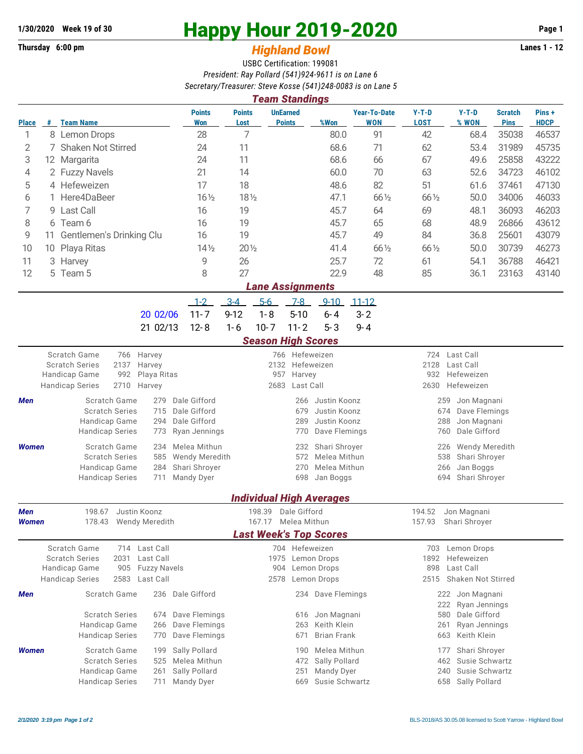1/30/2020 **Week 19 of 30**

# Happy Hour 2019-2020

**Thursday 6:00 pm**

## *Highland Bowl*

**Lanes 1 - 12**

USBC Certification: 199081

*President: Ray Pollard (541)924-9611 is on Lane 6*

*Secretary/Treasurer: Steve Kosse (541)248-0083 is on Lane 5*

### *Team Standings*

| Place | # | Team Name | Points Won | Points Lost | UnEarned Points | %Won | Year-To-Date WON | Y-T-D LOST | Y-T-D % WON | Scratch Pins | Pins + HDCP |
|---|---|---|---|---|---|---|---|---|---|---|---|
| 1 | 8 | Lemon Drops | 28 | 7 | | 80.0 | 91 | 42 | 68.4 | 35038 | 46537 |
| 2 | 7 | Shaken Not Stirred | 24 | 11 | | 68.6 | 71 | 62 | 53.4 | 31989 | 45735 |
| 3 | 12 | Margarita | 24 | 11 | | 68.6 | 66 | 67 | 49.6 | 25858 | 43222 |
| 4 | 2 | Fuzzy Navels | 21 | 14 | | 60.0 | 70 | 63 | 52.6 | 34723 | 46102 |
| 5 | 4 | Hefeweizen | 17 | 18 | | 48.6 | 82 | 51 | 61.6 | 37461 | 47130 |
| 6 | 1 | Here4DaBeer | 16½ | 18½ | | 47.1 | 66½ | 66½ | 50.0 | 34006 | 46033 |
| 7 | 9 | Last Call | 16 | 19 | | 45.7 | 64 | 69 | 48.1 | 36093 | 46203 |
| 8 | 6 | Team 6 | 16 | 19 | | 45.7 | 65 | 68 | 48.9 | 26866 | 43612 |
| 9 | 11 | Gentlemen's Drinking Clu | 16 | 19 | | 45.7 | 49 | 84 | 36.8 | 25601 | 43079 |
| 10 | 10 | Playa Ritas | 14½ | 20½ | | 41.4 | 66½ | 66½ | 50.0 | 30739 | 46273 |
| 11 | 3 | Harvey | 9 | 26 | | 25.7 | 72 | 61 | 54.1 | 36788 | 46421 |
| 12 | 5 | Team 5 | 8 | 27 | | 22.9 | 48 | 85 | 36.1 | 23163 | 43140 |

### *Lane Assignments*

| | 1-2 | 3-4 | 5-6 | 7-8 | 9-10 | 11-12 |
|---|---|---|---|---|---|---|
| 20 02/06 | 11-7 | 9-12 | 1-8 | 5-10 | 6-4 | 3-2 |
| 21 02/13 | 12-8 | 1-6 | 10-7 | 11-2 | 5-3 | 9-4 |

### *Season High Scores*

| | | | | | | |
|---|---|---|---|---|---|---|
| Scratch Game | 766 | Harvey | 766 | Hefeweizen | 724 | Last Call |
| Scratch Series | 2137 | Harvey | 2132 | Hefeweizen | 2128 | Last Call |
| Handicap Game | 992 | Playa Ritas | 957 | Harvey | 932 | Hefeweizen |
| Handicap Series | 2710 | Harvey | 2683 | Last Call | 2630 | Hefeweizen |

| | | | | | | | |
|---|---|---|---|---|---|---|---|
| ***Men*** | Scratch Game | 279 | Dale Gifford | 266 | Justin Koonz | 259 | Jon Magnani |
| | Scratch Series | 715 | Dale Gifford | 679 | Justin Koonz | 674 | Dave Flemings |
| | Handicap Game | 294 | Dale Gifford | 289 | Justin Koonz | 288 | Jon Magnani |
| | Handicap Series | 773 | Ryan Jennings | 770 | Dave Flemings | 760 | Dale Gifford |
| ***Women*** | Scratch Game | 234 | Melea Mithun | 232 | Shari Shroyer | 226 | Wendy Meredith |
| | Scratch Series | 585 | Wendy Meredith | 572 | Melea Mithun | 538 | Shari Shroyer |
| | Handicap Game | 284 | Shari Shroyer | 270 | Melea Mithun | 266 | Jan Boggs |
| | Handicap Series | 711 | Mandy Dyer | 698 | Jan Boggs | 694 | Shari Shroyer |

### *Individual High Averages*

| | | | | | | |
|---|---|---|---|---|---|---|
| ***Men*** | 198.67 | Justin Koonz | 198.39 | Dale Gifford | 194.52 | Jon Magnani |
| ***Women*** | 178.43 | Wendy Meredith | 167.17 | Melea Mithun | 157.93 | Shari Shroyer |

### *Last Week's Top Scores*

| | | | | | | |
|---|---|---|---|---|---|---|
| Scratch Game | 714 | Last Call | 704 | Hefeweizen | 703 | Lemon Drops |
| Scratch Series | 2031 | Last Call | 1975 | Lemon Drops | 1892 | Hefeweizen |
| Handicap Game | 905 | Fuzzy Navels | 904 | Lemon Drops | 898 | Last Call |
| Handicap Series | 2583 | Last Call | 2578 | Lemon Drops | 2515 | Shaken Not Stirred |

| | | | | | | | |
|---|---|---|---|---|---|---|---|
| ***Men*** | Scratch Game | 236 | Dale Gifford | 234 | Dave Flemings | 222 | Jon Magnani |
| | | | | | | 222 | Ryan Jennings |
| | Scratch Series | 674 | Dave Flemings | 616 | Jon Magnani | 580 | Dale Gifford |
| | Handicap Game | 266 | Dave Flemings | 263 | Keith Klein | 261 | Ryan Jennings |
| | Handicap Series | 770 | Dave Flemings | 671 | Brian Frank | 663 | Keith Klein |
| ***Women*** | Scratch Game | 199 | Sally Pollard | 190 | Melea Mithun | 177 | Shari Shroyer |
| | Scratch Series | 525 | Melea Mithun | 472 | Sally Pollard | 462 | Susie Schwartz |
| | Handicap Game | 261 | Sally Pollard | 251 | Mandy Dyer | 240 | Susie Schwartz |
| | Handicap Series | 711 | Mandy Dyer | 669 | Susie Schwartz | 658 | Sally Pollard |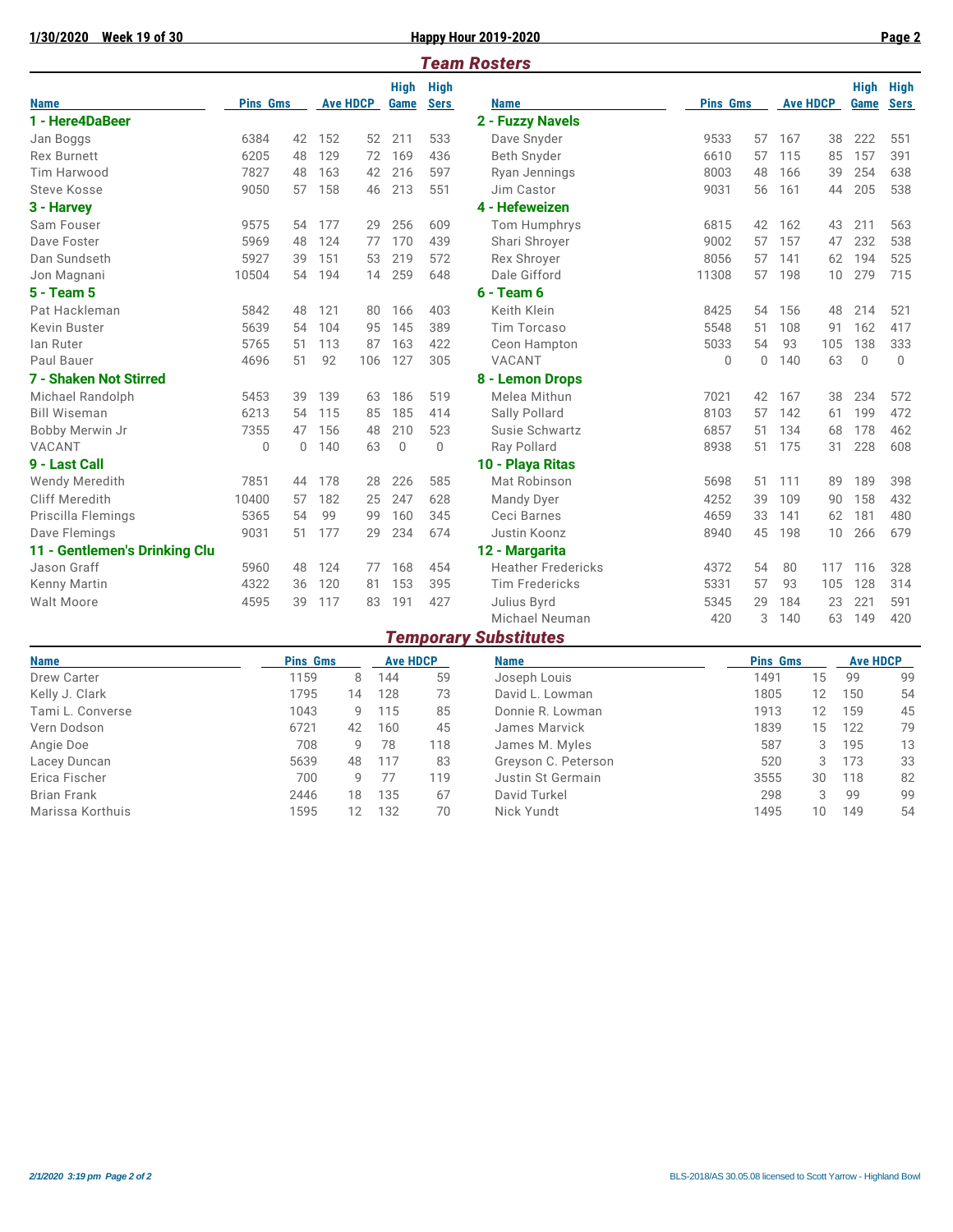## Team Rosters

| Name | Pins | Gms | Ave | HDCP | High Game | High Sers |
|---|---|---|---|---|---|---|
| **1 - Here4DaBeer** | | | | | | |
| Jan Boggs | 6384 | 42 | 152 | 52 | 211 | 533 |
| Rex Burnett | 6205 | 48 | 129 | 72 | 169 | 436 |
| Tim Harwood | 7827 | 48 | 163 | 42 | 216 | 597 |
| Steve Kosse | 9050 | 57 | 158 | 46 | 213 | 551 |
| **2 - Fuzzy Navels** | | | | | | |
| Dave Snyder | 9533 | 57 | 167 | 38 | 222 | 551 |
| Beth Snyder | 6610 | 57 | 115 | 85 | 157 | 391 |
| Ryan Jennings | 8003 | 48 | 166 | 39 | 254 | 638 |
| Jim Castor | 9031 | 56 | 161 | 44 | 205 | 538 |
| **3 - Harvey** | | | | | | |
| Sam Fouser | 9575 | 54 | 177 | 29 | 256 | 609 |
| Dave Foster | 5969 | 48 | 124 | 77 | 170 | 439 |
| Dan Sundseth | 5927 | 39 | 151 | 53 | 219 | 572 |
| Jon Magnani | 10504 | 54 | 194 | 14 | 259 | 648 |
| **4 - Hefeweizen** | | | | | | |
| Tom Humphrys | 6815 | 42 | 162 | 43 | 211 | 563 |
| Shari Shroyer | 9002 | 57 | 157 | 47 | 232 | 538 |
| Rex Shroyer | 8056 | 57 | 141 | 62 | 194 | 525 |
| Dale Gifford | 11308 | 57 | 198 | 10 | 279 | 715 |
| **5 - Team 5** | | | | | | |
| Pat Hackleman | 5842 | 48 | 121 | 80 | 166 | 403 |
| Kevin Buster | 5639 | 54 | 104 | 95 | 145 | 389 |
| Ian Ruter | 5765 | 51 | 113 | 87 | 163 | 422 |
| Paul Bauer | 4696 | 51 | 92 | 106 | 127 | 305 |
| **6 - Team 6** | | | | | | |
| Keith Klein | 8425 | 54 | 156 | 48 | 214 | 521 |
| Tim Torcaso | 5548 | 51 | 108 | 91 | 162 | 417 |
| Ceon Hampton | 5033 | 54 | 93 | 105 | 138 | 333 |
| VACANT | 0 | 0 | 140 | 63 | 0 | 0 |
| **7 - Shaken Not Stirred** | | | | | | |
| Michael Randolph | 5453 | 39 | 139 | 63 | 186 | 519 |
| Bill Wiseman | 6213 | 54 | 115 | 85 | 185 | 414 |
| Bobby Merwin Jr | 7355 | 47 | 156 | 48 | 210 | 523 |
| VACANT | 0 | 0 | 140 | 63 | 0 | 0 |
| **8 - Lemon Drops** | | | | | | |
| Melea Mithun | 7021 | 42 | 167 | 38 | 234 | 572 |
| Sally Pollard | 8103 | 57 | 142 | 61 | 199 | 472 |
| Susie Schwartz | 6857 | 51 | 134 | 68 | 178 | 462 |
| Ray Pollard | 8938 | 51 | 175 | 31 | 228 | 608 |
| **9 - Last Call** | | | | | | |
| Wendy Meredith | 7851 | 44 | 178 | 28 | 226 | 585 |
| Cliff Meredith | 10400 | 57 | 182 | 25 | 247 | 628 |
| Priscilla Flemings | 5365 | 54 | 99 | 99 | 160 | 345 |
| Dave Flemings | 9031 | 51 | 177 | 29 | 234 | 674 |
| **10 - Playa Ritas** | | | | | | |
| Mat Robinson | 5698 | 51 | 111 | 89 | 189 | 398 |
| Mandy Dyer | 4252 | 39 | 109 | 90 | 158 | 432 |
| Ceci Barnes | 4659 | 33 | 141 | 62 | 181 | 480 |
| Justin Koonz | 8940 | 45 | 198 | 10 | 266 | 679 |
| **11 - Gentlemen's Drinking Clu** | | | | | | |
| Jason Graff | 5960 | 48 | 124 | 77 | 168 | 454 |
| Kenny Martin | 4322 | 36 | 120 | 81 | 153 | 395 |
| Walt Moore | 4595 | 39 | 117 | 83 | 191 | 427 |
| **12 - Margarita** | | | | | | |
| Heather Fredericks | 4372 | 54 | 80 | 117 | 116 | 328 |
| Tim Fredericks | 5331 | 57 | 93 | 105 | 128 | 314 |
| Julius Byrd | 5345 | 29 | 184 | 23 | 221 | 591 |
| Michael Neuman | 420 | 3 | 140 | 63 | 149 | 420 |

## Temporary Substitutes

| Name | Pins | Gms | Ave | HDCP |
|---|---|---|---|---|
| Drew Carter | 1159 | 8 | 144 | 59 |
| Kelly J. Clark | 1795 | 14 | 128 | 73 |
| Tami L. Converse | 1043 | 9 | 115 | 85 |
| Vern Dodson | 6721 | 42 | 160 | 45 |
| Angie Doe | 708 | 9 | 78 | 118 |
| Lacey Duncan | 5639 | 48 | 117 | 83 |
| Erica Fischer | 700 | 9 | 77 | 119 |
| Brian Frank | 2446 | 18 | 135 | 67 |
| Marissa Korthuis | 1595 | 12 | 132 | 70 |
| Joseph Louis | 1491 | 15 | 99 | 99 |
| David L. Lowman | 1805 | 12 | 150 | 54 |
| Donnie R. Lowman | 1913 | 12 | 159 | 45 |
| James Marvick | 1839 | 15 | 122 | 79 |
| James M. Myles | 587 | 3 | 195 | 13 |
| Greyson C. Peterson | 520 | 3 | 173 | 33 |
| Justin St Germain | 3555 | 30 | 118 | 82 |
| David Turkel | 298 | 3 | 99 | 99 |
| Nick Yundt | 1495 | 10 | 149 | 54 |